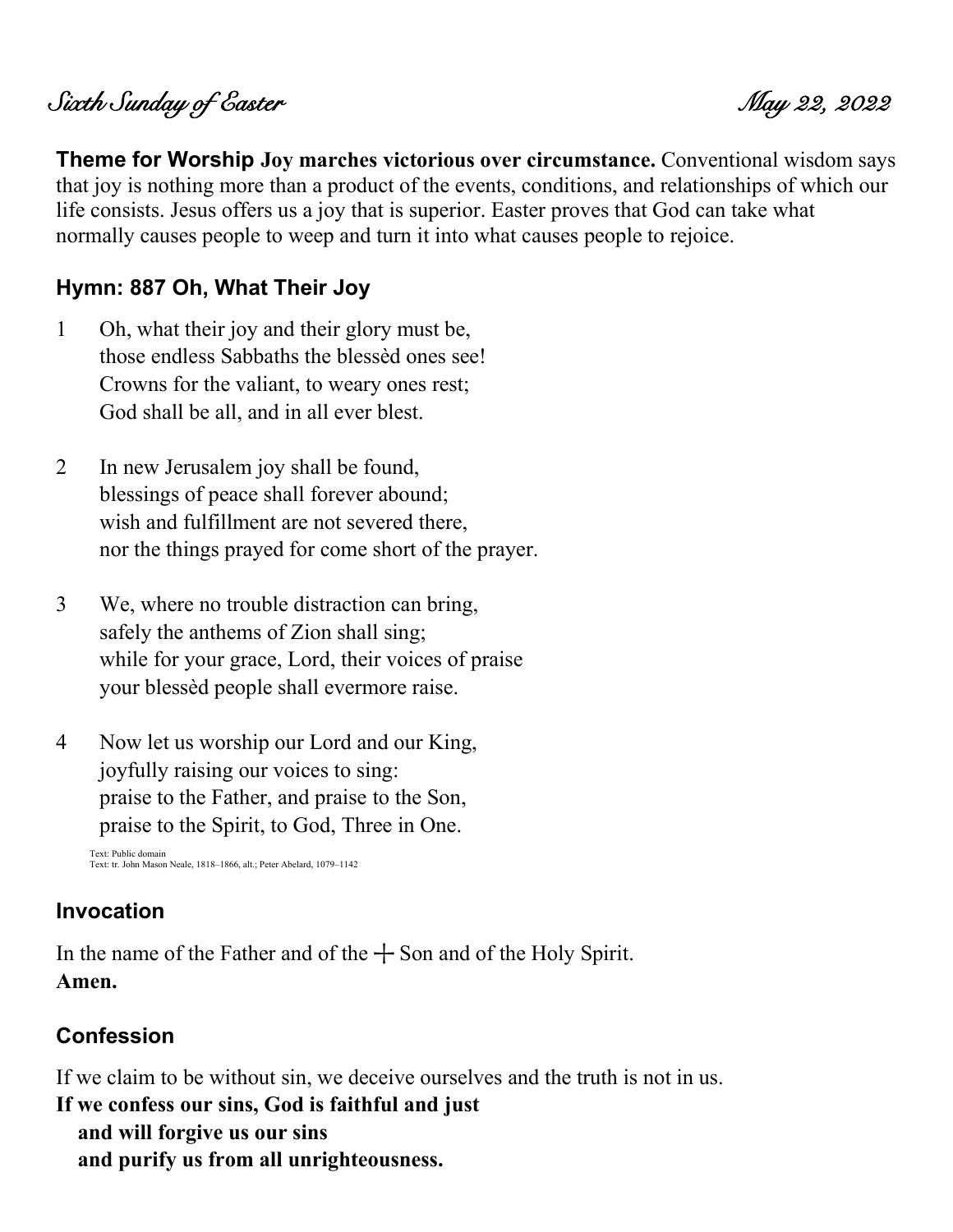*Sixth Sunday of Easter* *May 22, 2022*

**Theme for Worship Joy marches victorious over circumstance.** Conventional wisdom says that joy is nothing more than a product of the events, conditions, and relationships of which our life consists. Jesus offers us a joy that is superior. Easter proves that God can take what normally causes people to weep and turn it into what causes people to rejoice.

## Hymn: 887 Oh, What Their Joy

1 Oh, what their joy and their glory must be,
those endless Sabbaths the blessèd ones see!
Crowns for the valiant, to weary ones rest;
God shall be all, and in all ever blest.

2 In new Jerusalem joy shall be found,
blessings of peace shall forever abound;
wish and fulfillment are not severed there,
nor the things prayed for come short of the prayer.

3 We, where no trouble distraction can bring,
safely the anthems of Zion shall sing;
while for your grace, Lord, their voices of praise
your blessèd people shall evermore raise.

4 Now let us worship our Lord and our King,
joyfully raising our voices to sing:
praise to the Father, and praise to the Son,
praise to the Spirit, to God, Three in One.

Text: Public domain
Text: tr. John Mason Neale, 1818–1866, alt.; Peter Abelard, 1079–1142

## Invocation

In the name of the Father and of the ┼ Son and of the Holy Spirit.
**Amen.**

## Confession

If we claim to be without sin, we deceive ourselves and the truth is not in us.
**If we confess our sins, God is faithful and just**
**and will forgive us our sins**
**and purify us from all unrighteousness.**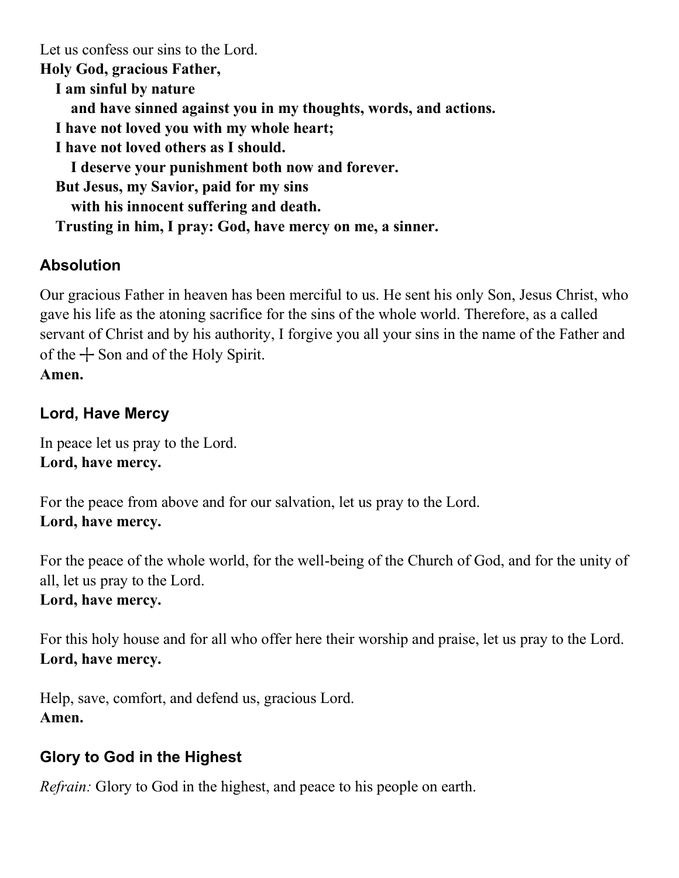Let us confess our sins to the Lord.

**Holy God, gracious Father,**
**I am sinful by nature**
**and have sinned against you in my thoughts, words, and actions.**
**I have not loved you with my whole heart;**
**I have not loved others as I should.**
**I deserve your punishment both now and forever.**
**But Jesus, my Savior, paid for my sins**
**with his innocent suffering and death.**
**Trusting in him, I pray: God, have mercy on me, a sinner.**

### Absolution

Our gracious Father in heaven has been merciful to us. He sent his only Son, Jesus Christ, who gave his life as the atoning sacrifice for the sins of the whole world. Therefore, as a called servant of Christ and by his authority, I forgive you all your sins in the name of the Father and of the ┼ Son and of the Holy Spirit.
**Amen.**

### Lord, Have Mercy

In peace let us pray to the Lord.
**Lord, have mercy.**

For the peace from above and for our salvation, let us pray to the Lord.
**Lord, have mercy.**

For the peace of the whole world, for the well-being of the Church of God, and for the unity of all, let us pray to the Lord.
**Lord, have mercy.**

For this holy house and for all who offer here their worship and praise, let us pray to the Lord.
**Lord, have mercy.**

Help, save, comfort, and defend us, gracious Lord.
**Amen.**

### Glory to God in the Highest

*Refrain:* Glory to God in the highest, and peace to his people on earth.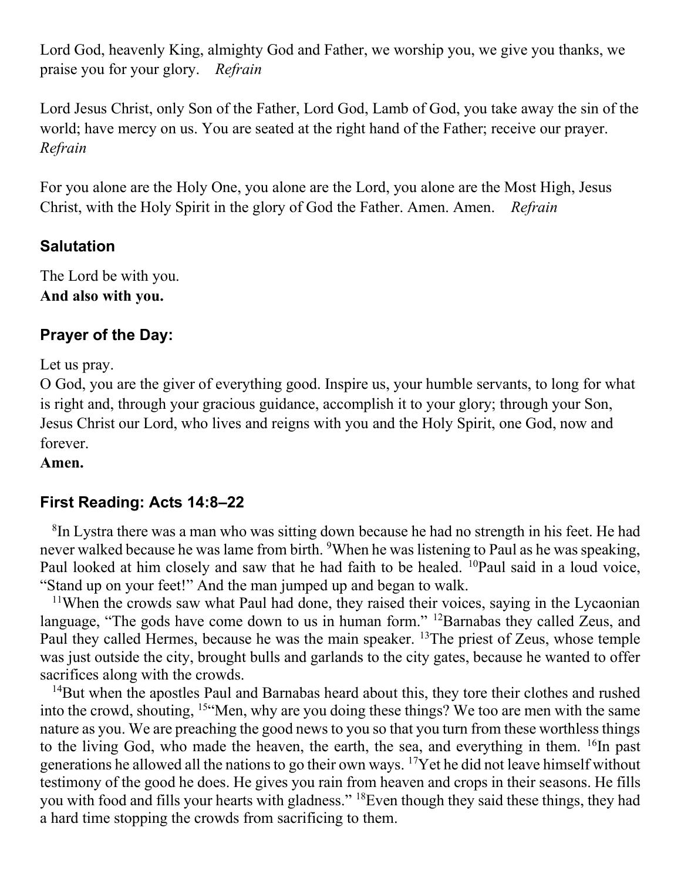Lord God, heavenly King, almighty God and Father, we worship you, we give you thanks, we praise you for your glory. *Refrain*

Lord Jesus Christ, only Son of the Father, Lord God, Lamb of God, you take away the sin of the world; have mercy on us. You are seated at the right hand of the Father; receive our prayer. *Refrain*

For you alone are the Holy One, you alone are the Lord, you alone are the Most High, Jesus Christ, with the Holy Spirit in the glory of God the Father. Amen. Amen. *Refrain*

## Salutation

The Lord be with you.
**And also with you.**

## Prayer of the Day:

Let us pray.
O God, you are the giver of everything good. Inspire us, your humble servants, to long for what is right and, through your gracious guidance, accomplish it to your glory; through your Son, Jesus Christ our Lord, who lives and reigns with you and the Holy Spirit, one God, now and forever.
**Amen.**

## First Reading: Acts 14:8–22

[8]In Lystra there was a man who was sitting down because he had no strength in his feet. He had never walked because he was lame from birth. [9]When he was listening to Paul as he was speaking, Paul looked at him closely and saw that he had faith to be healed. [10]Paul said in a loud voice, "Stand up on your feet!" And the man jumped up and began to walk.

[11]When the crowds saw what Paul had done, they raised their voices, saying in the Lycaonian language, "The gods have come down to us in human form." [12]Barnabas they called Zeus, and Paul they called Hermes, because he was the main speaker. [13]The priest of Zeus, whose temple was just outside the city, brought bulls and garlands to the city gates, because he wanted to offer sacrifices along with the crowds.

[14]But when the apostles Paul and Barnabas heard about this, they tore their clothes and rushed into the crowd, shouting, [15]"Men, why are you doing these things? We too are men with the same nature as you. We are preaching the good news to you so that you turn from these worthless things to the living God, who made the heaven, the earth, the sea, and everything in them. [16]In past generations he allowed all the nations to go their own ways. [17]Yet he did not leave himself without testimony of the good he does. He gives you rain from heaven and crops in their seasons. He fills you with food and fills your hearts with gladness." [18]Even though they said these things, they had a hard time stopping the crowds from sacrificing to them.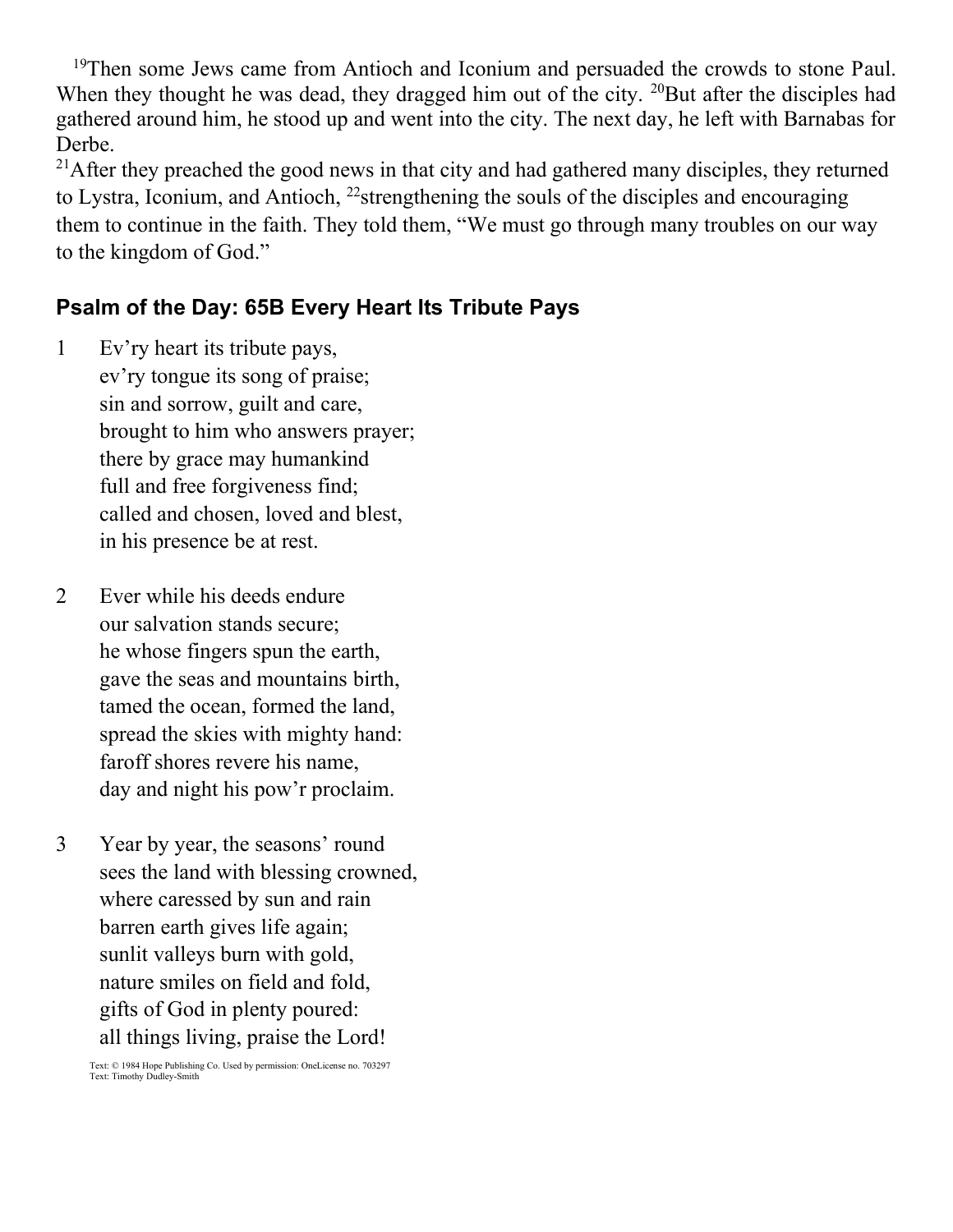[19]Then some Jews came from Antioch and Iconium and persuaded the crowds to stone Paul. When they thought he was dead, they dragged him out of the city. [20]But after the disciples had gathered around him, he stood up and went into the city. The next day, he left with Barnabas for Derbe.

[21]After they preached the good news in that city and had gathered many disciples, they returned to Lystra, Iconium, and Antioch, [22]strengthening the souls of the disciples and encouraging them to continue in the faith. They told them, "We must go through many troubles on our way to the kingdom of God."

## Psalm of the Day: 65B Every Heart Its Tribute Pays

1 Ev'ry heart its tribute pays,  
ev'ry tongue its song of praise;  
sin and sorrow, guilt and care,  
brought to him who answers prayer;  
there by grace may humankind  
full and free forgiveness find;  
called and chosen, loved and blest,  
in his presence be at rest.

2 Ever while his deeds endure  
our salvation stands secure;  
he whose fingers spun the earth,  
gave the seas and mountains birth,  
tamed the ocean, formed the land,  
spread the skies with mighty hand:  
faroff shores revere his name,  
day and night his pow'r proclaim.

3 Year by year, the seasons' round  
sees the land with blessing crowned,  
where caressed by sun and rain  
barren earth gives life again;  
sunlit valleys burn with gold,  
nature smiles on field and fold,  
gifts of God in plenty poured:  
all things living, praise the Lord!

Text: © 1984 Hope Publishing Co. Used by permission: OneLicense no. 703297  
Text: Timothy Dudley-Smith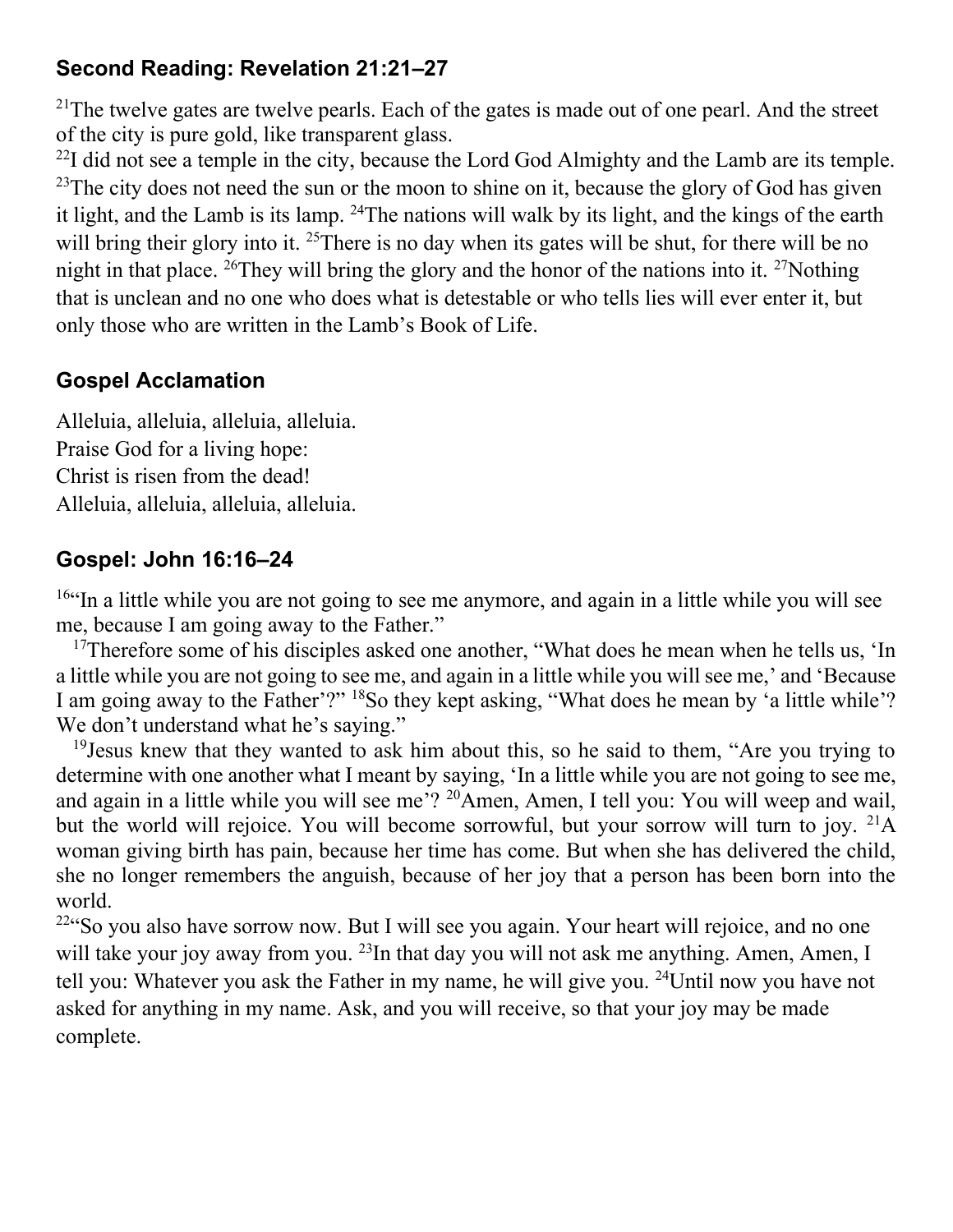## Second Reading: Revelation 21:21–27

[21]The twelve gates are twelve pearls. Each of the gates is made out of one pearl. And the street of the city is pure gold, like transparent glass.
[22]I did not see a temple in the city, because the Lord God Almighty and the Lamb are its temple. [23]The city does not need the sun or the moon to shine on it, because the glory of God has given it light, and the Lamb is its lamp. [24]The nations will walk by its light, and the kings of the earth will bring their glory into it. [25]There is no day when its gates will be shut, for there will be no night in that place. [26]They will bring the glory and the honor of the nations into it. [27]Nothing that is unclean and no one who does what is detestable or who tells lies will ever enter it, but only those who are written in the Lamb's Book of Life.

## Gospel Acclamation

Alleluia, alleluia, alleluia, alleluia.
Praise God for a living hope:
Christ is risen from the dead!
Alleluia, alleluia, alleluia, alleluia.

## Gospel: John 16:16–24

[16]"In a little while you are not going to see me anymore, and again in a little while you will see me, because I am going away to the Father."

[17]Therefore some of his disciples asked one another, "What does he mean when he tells us, 'In a little while you are not going to see me, and again in a little while you will see me,' and 'Because I am going away to the Father'?" [18]So they kept asking, "What does he mean by 'a little while'? We don't understand what he's saying."

[19]Jesus knew that they wanted to ask him about this, so he said to them, "Are you trying to determine with one another what I meant by saying, 'In a little while you are not going to see me, and again in a little while you will see me'? [20]Amen, Amen, I tell you: You will weep and wail, but the world will rejoice. You will become sorrowful, but your sorrow will turn to joy. [21]A woman giving birth has pain, because her time has come. But when she has delivered the child, she no longer remembers the anguish, because of her joy that a person has been born into the world.

[22]"So you also have sorrow now. But I will see you again. Your heart will rejoice, and no one will take your joy away from you. [23]In that day you will not ask me anything. Amen, Amen, I tell you: Whatever you ask the Father in my name, he will give you. [24]Until now you have not asked for anything in my name. Ask, and you will receive, so that your joy may be made complete.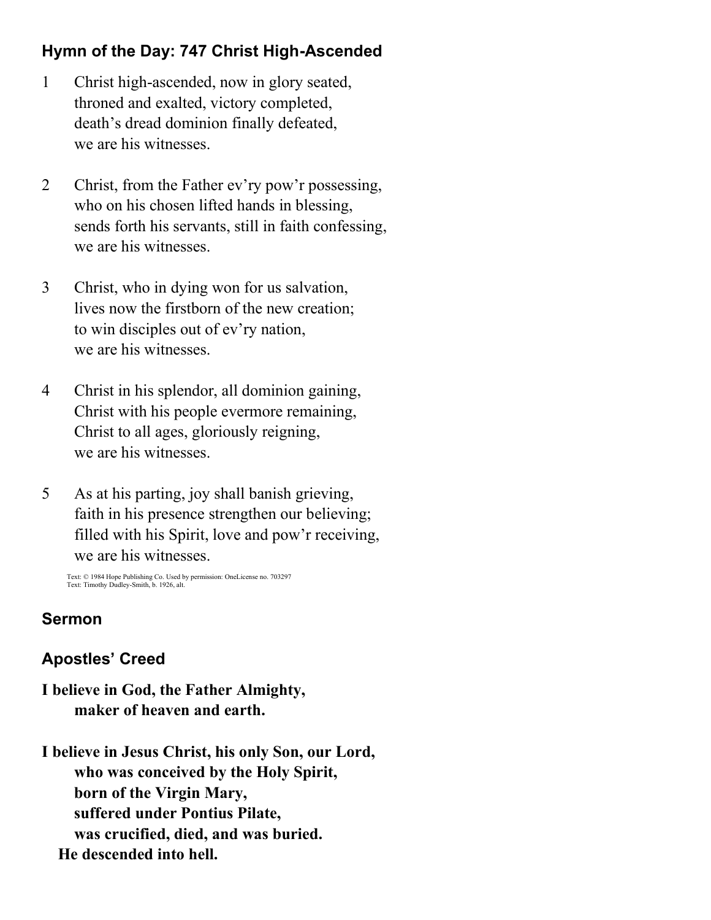## Hymn of the Day: 747 Christ High-Ascended

1 Christ high-ascended, now in glory seated,
throned and exalted, victory completed,
death's dread dominion finally defeated,
we are his witnesses.

2 Christ, from the Father ev'ry pow'r possessing,
who on his chosen lifted hands in blessing,
sends forth his servants, still in faith confessing,
we are his witnesses.

3 Christ, who in dying won for us salvation,
lives now the firstborn of the new creation;
to win disciples out of ev'ry nation,
we are his witnesses.

4 Christ in his splendor, all dominion gaining,
Christ with his people evermore remaining,
Christ to all ages, gloriously reigning,
we are his witnesses.

5 As at his parting, joy shall banish grieving,
faith in his presence strengthen our believing;
filled with his Spirit, love and pow'r receiving,
we are his witnesses.

Text: © 1984 Hope Publishing Co. Used by permission: OneLicense no. 703297
Text: Timothy Dudley-Smith, b. 1926, alt.

## Sermon

## Apostles' Creed

**I believe in God, the Father Almighty,**
**maker of heaven and earth.**

**I believe in Jesus Christ, his only Son, our Lord,**
**who was conceived by the Holy Spirit,**
**born of the Virgin Mary,**
**suffered under Pontius Pilate,**
**was crucified, died, and was buried.**
**He descended into hell.**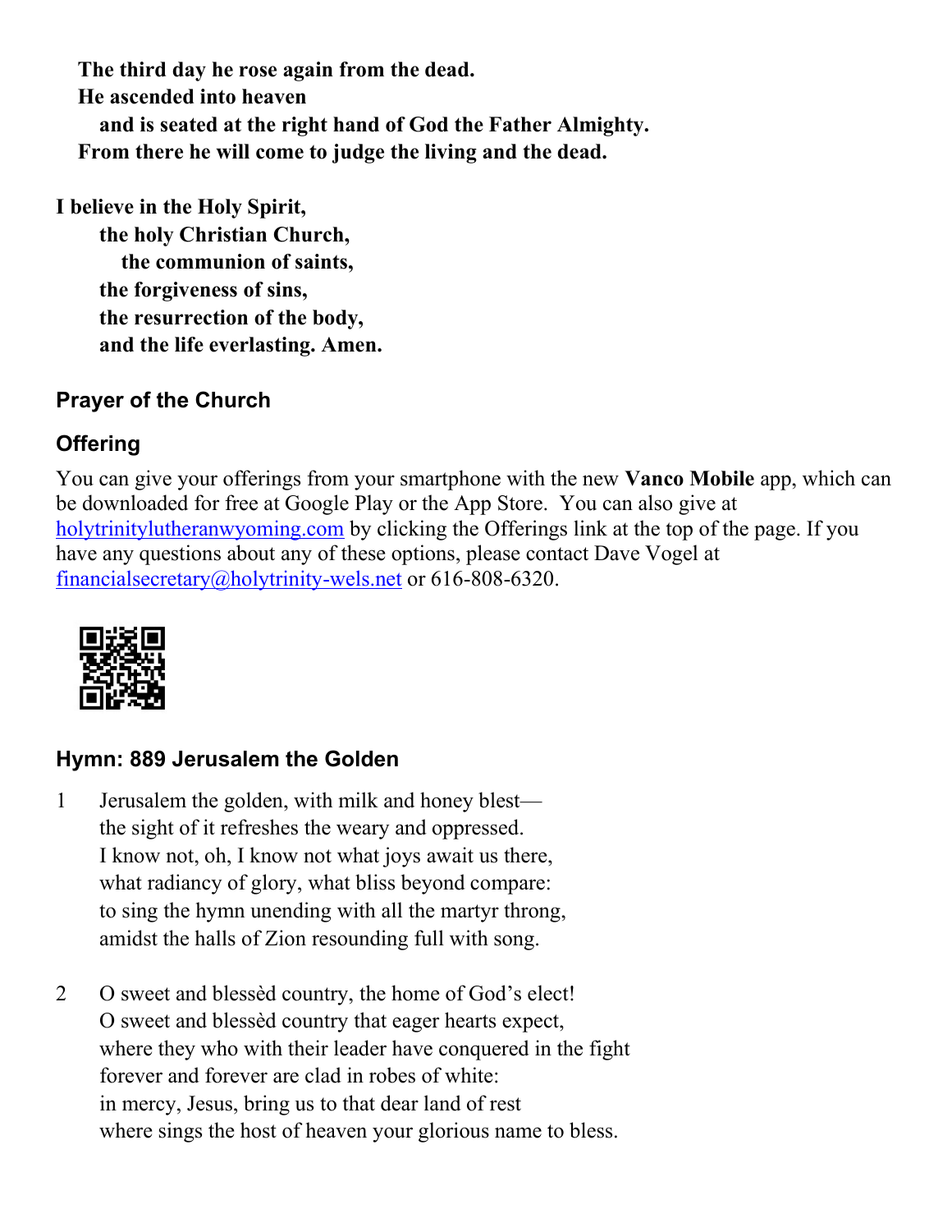**The third day he rose again from the dead.**
**He ascended into heaven**
**and is seated at the right hand of God the Father Almighty.**
**From there he will come to judge the living and the dead.**

**I believe in the Holy Spirit,**
**the holy Christian Church,**
**the communion of saints,**
**the forgiveness of sins,**
**the resurrection of the body,**
**and the life everlasting. Amen.**

### Prayer of the Church

### Offering

You can give your offerings from your smartphone with the new **Vanco Mobile** app, which can be downloaded for free at Google Play or the App Store. You can also give at holytrinitylutheranwyoming.com by clicking the Offerings link at the top of the page. If you have any questions about any of these options, please contact Dave Vogel at financialsecretary@holytrinity-wels.net or 616-808-6320.

### Hymn: 889 Jerusalem the Golden

1 Jerusalem the golden, with milk and honey blest—
the sight of it refreshes the weary and oppressed.
I know not, oh, I know not what joys await us there,
what radiancy of glory, what bliss beyond compare:
to sing the hymn unending with all the martyr throng,
amidst the halls of Zion resounding full with song.

2 O sweet and blessèd country, the home of God's elect!
O sweet and blessèd country that eager hearts expect,
where they who with their leader have conquered in the fight
forever and forever are clad in robes of white:
in mercy, Jesus, bring us to that dear land of rest
where sings the host of heaven your glorious name to bless.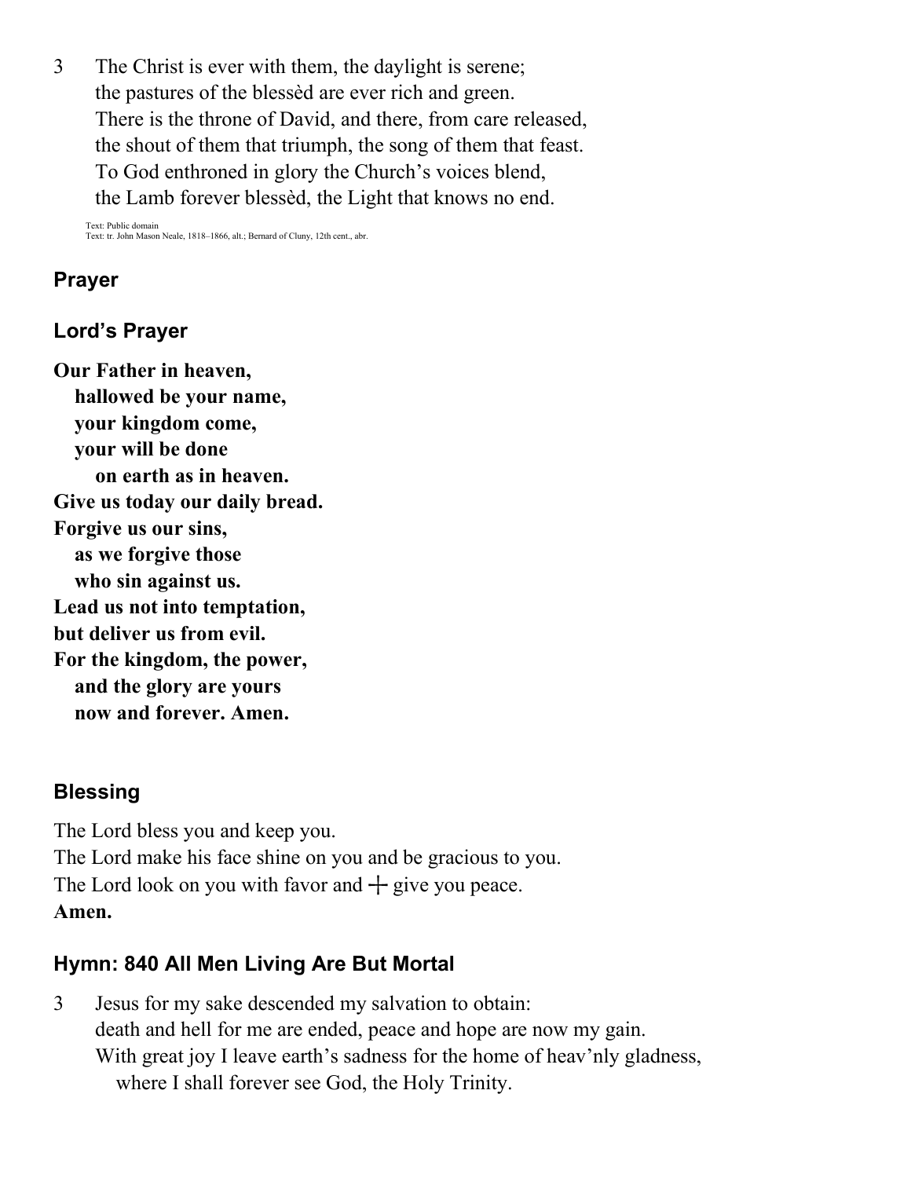3 The Christ is ever with them, the daylight is serene;
the pastures of the blessèd are ever rich and green.
There is the throne of David, and there, from care released,
the shout of them that triumph, the song of them that feast.
To God enthroned in glory the Church's voices blend,
the Lamb forever blessèd, the Light that knows no end.

Text: Public domain
Text: tr. John Mason Neale, 1818–1866, alt.; Bernard of Cluny, 12th cent., abr.

### Prayer

### Lord's Prayer

**Our Father in heaven,**
**hallowed be your name,**
**your kingdom come,**
**your will be done**
**on earth as in heaven.**
**Give us today our daily bread.**
**Forgive us our sins,**
**as we forgive those**
**who sin against us.**
**Lead us not into temptation,**
**but deliver us from evil.**
**For the kingdom, the power,**
**and the glory are yours**
**now and forever. Amen.**

### Blessing

The Lord bless you and keep you.
The Lord make his face shine on you and be gracious to you.
The Lord look on you with favor and ┼ give you peace.
**Amen.**

### Hymn: 840 All Men Living Are But Mortal

3 Jesus for my sake descended my salvation to obtain:
death and hell for me are ended, peace and hope are now my gain.
With great joy I leave earth's sadness for the home of heav'nly gladness,
where I shall forever see God, the Holy Trinity.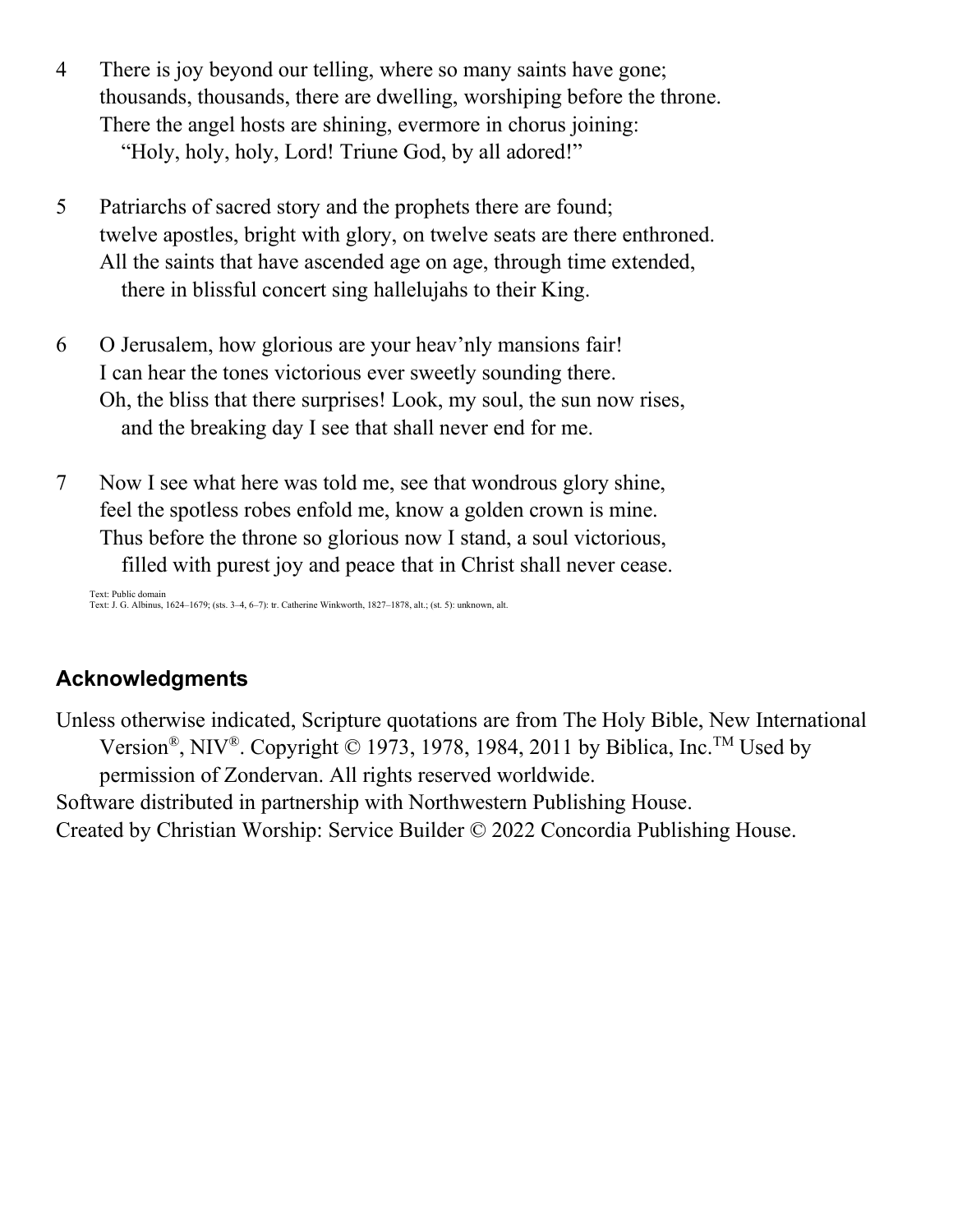4 There is joy beyond our telling, where so many saints have gone;
thousands, thousands, there are dwelling, worshiping before the throne.
There the angel hosts are shining, evermore in chorus joining:
"Holy, holy, holy, Lord! Triune God, by all adored!"

5 Patriarchs of sacred story and the prophets there are found;
twelve apostles, bright with glory, on twelve seats are there enthroned.
All the saints that have ascended age on age, through time extended,
there in blissful concert sing hallelujahs to their King.

6 O Jerusalem, how glorious are your heav'nly mansions fair!
I can hear the tones victorious ever sweetly sounding there.
Oh, the bliss that there surprises! Look, my soul, the sun now rises,
and the breaking day I see that shall never end for me.

7 Now I see what here was told me, see that wondrous glory shine,
feel the spotless robes enfold me, know a golden crown is mine.
Thus before the throne so glorious now I stand, a soul victorious,
filled with purest joy and peace that in Christ shall never cease.

Text: Public domain
Text: J. G. Albinus, 1624–1679; (sts. 3–4, 6–7): tr. Catherine Winkworth, 1827–1878, alt.; (st. 5): unknown, alt.

## Acknowledgments

Unless otherwise indicated, Scripture quotations are from The Holy Bible, New International Version®, NIV®. Copyright © 1973, 1978, 1984, 2011 by Biblica, Inc.™ Used by permission of Zondervan. All rights reserved worldwide.

Software distributed in partnership with Northwestern Publishing House.

Created by Christian Worship: Service Builder © 2022 Concordia Publishing House.